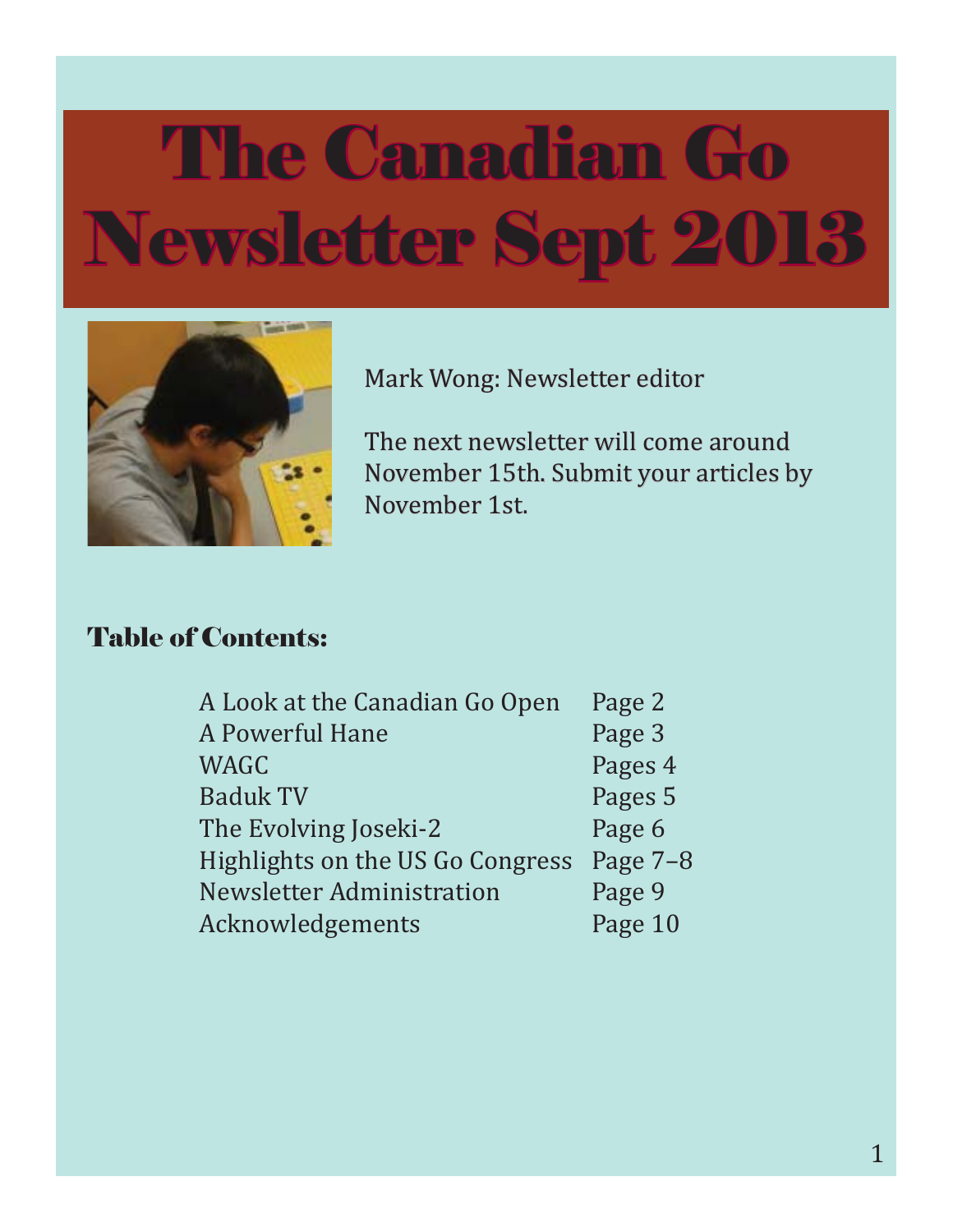# The Canadian Go Newsletter Sept 2013

Mark Wong: Newsletter editor

The next newsletter will come around November 15th. Submit your articles by November 1st.

## Table of Contents:

| | |
|---|---|
| A Look at the Canadian Go Open | Page 2 |
| A Powerful Hane | Page 3 |
| WAGC | Pages 4 |
| Baduk TV | Pages 5 |
| The Evolving Joseki-2 | Page 6 |
| Highlights on the US Go Congress | Page 7–8 |
| Newsletter Administration | Page 9 |
| Acknowledgements | Page 10 |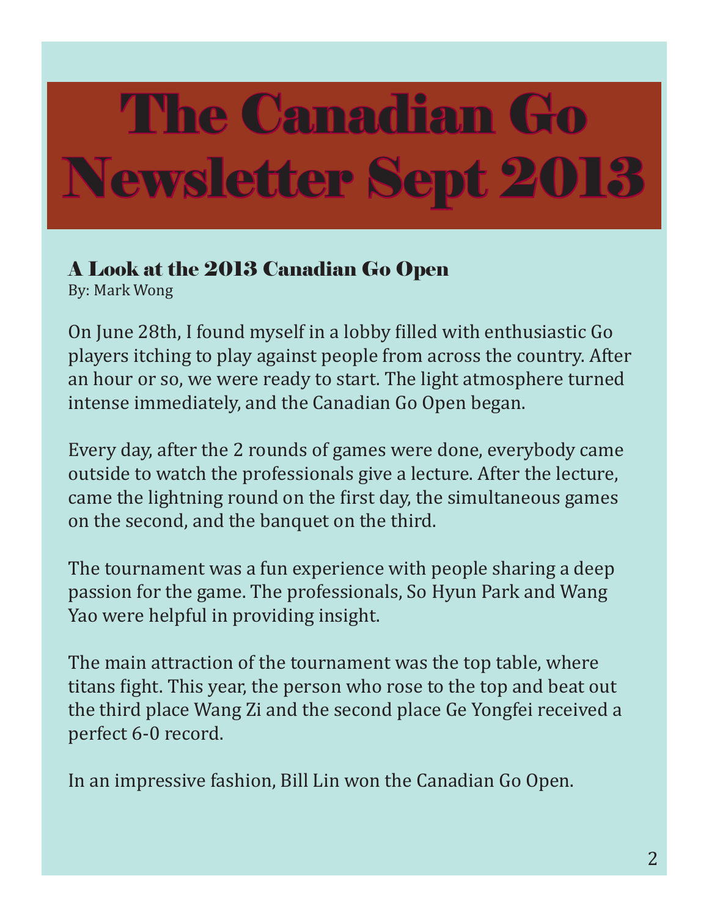# The Canadian Go Newsletter Sept 2013

## A Look at the 2013 Canadian Go Open

By: Mark Wong

On June 28th, I found myself in a lobby filled with enthusiastic Go players itching to play against people from across the country. After an hour or so, we were ready to start. The light atmosphere turned intense immediately, and the Canadian Go Open began.

Every day, after the 2 rounds of games were done, everybody came outside to watch the professionals give a lecture. After the lecture, came the lightning round on the first day, the simultaneous games on the second, and the banquet on the third.

The tournament was a fun experience with people sharing a deep passion for the game. The professionals, So Hyun Park and Wang Yao were helpful in providing insight.

The main attraction of the tournament was the top table, where titans fight. This year, the person who rose to the top and beat out the third place Wang Zi and the second place Ge Yongfei received a perfect 6-0 record.

In an impressive fashion, Bill Lin won the Canadian Go Open.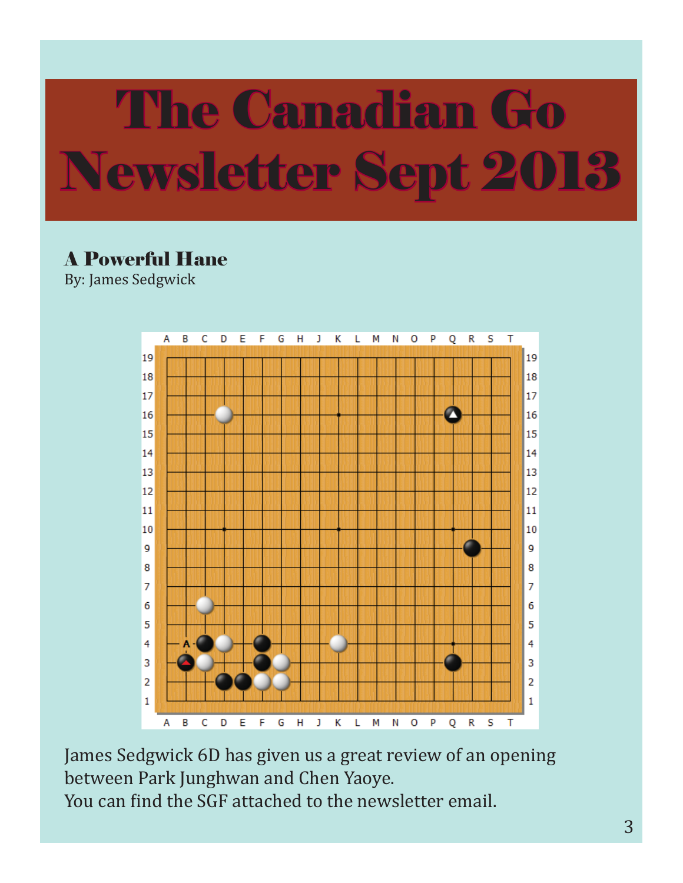# The Canadian Go Newsletter Sept 2013

## A Powerful Hane

By: James Sedgwick

James Sedgwick 6D has given us a great review of an opening between Park Junghwan and Chen Yaoye.
You can find the SGF attached to the newsletter email.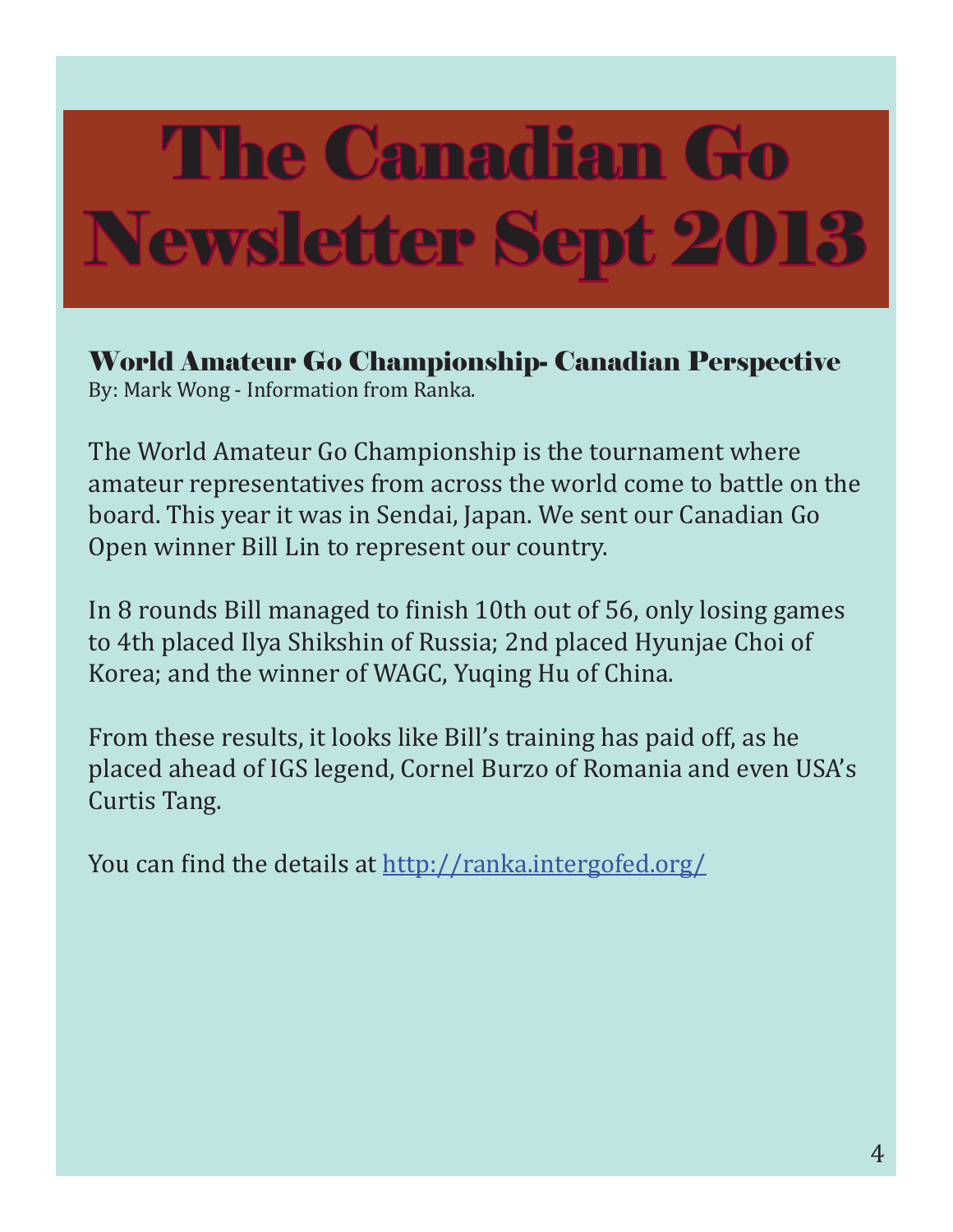# The Canadian Go Newsletter Sept 2013

## World Amateur Go Championship- Canadian Perspective

By: Mark Wong - Information from Ranka.

The World Amateur Go Championship is the tournament where amateur representatives from across the world come to battle on the board. This year it was in Sendai, Japan. We sent our Canadian Go Open winner Bill Lin to represent our country.

In 8 rounds Bill managed to finish 10th out of 56, only losing games to 4th placed Ilya Shikshin of Russia; 2nd placed Hyunjae Choi of Korea; and the winner of WAGC, Yuqing Hu of China.

From these results, it looks like Bill's training has paid off, as he placed ahead of IGS legend, Cornel Burzo of Romania and even USA's Curtis Tang.

You can find the details at [http://ranka.intergofed.org/](http://ranka.intergofed.org/)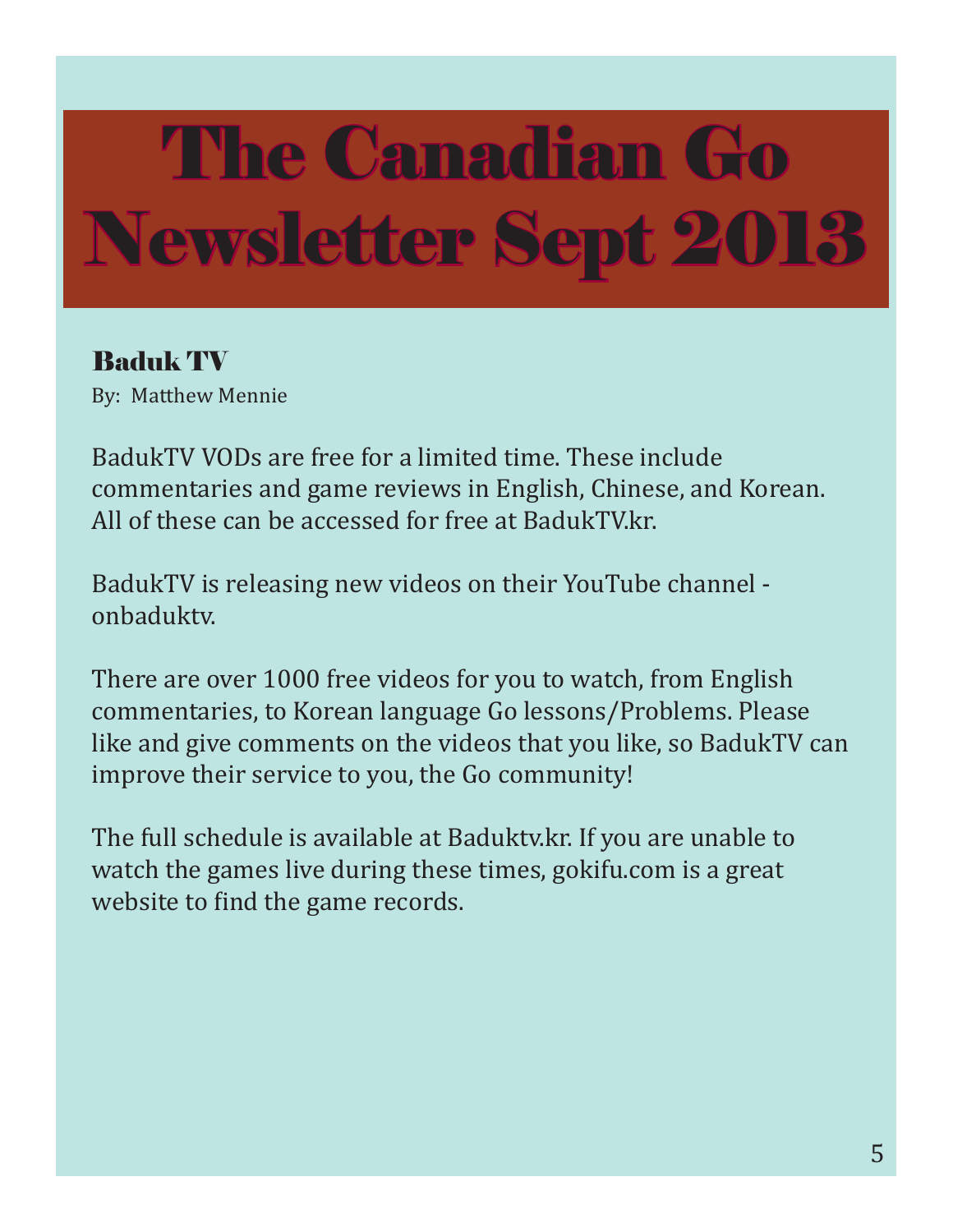# The Canadian Go Newsletter Sept 2013

## Baduk TV

By: Matthew Mennie

BadukTV VODs are free for a limited time. These include commentaries and game reviews in English, Chinese, and Korean. All of these can be accessed for free at BadukTV.kr.

BadukTV is releasing new videos on their YouTube channel - onbaduktv.

There are over 1000 free videos for you to watch, from English commentaries, to Korean language Go lessons/Problems. Please like and give comments on the videos that you like, so BadukTV can improve their service to you, the Go community!

The full schedule is available at Baduktv.kr. If you are unable to watch the games live during these times, gokifu.com is a great website to find the game records.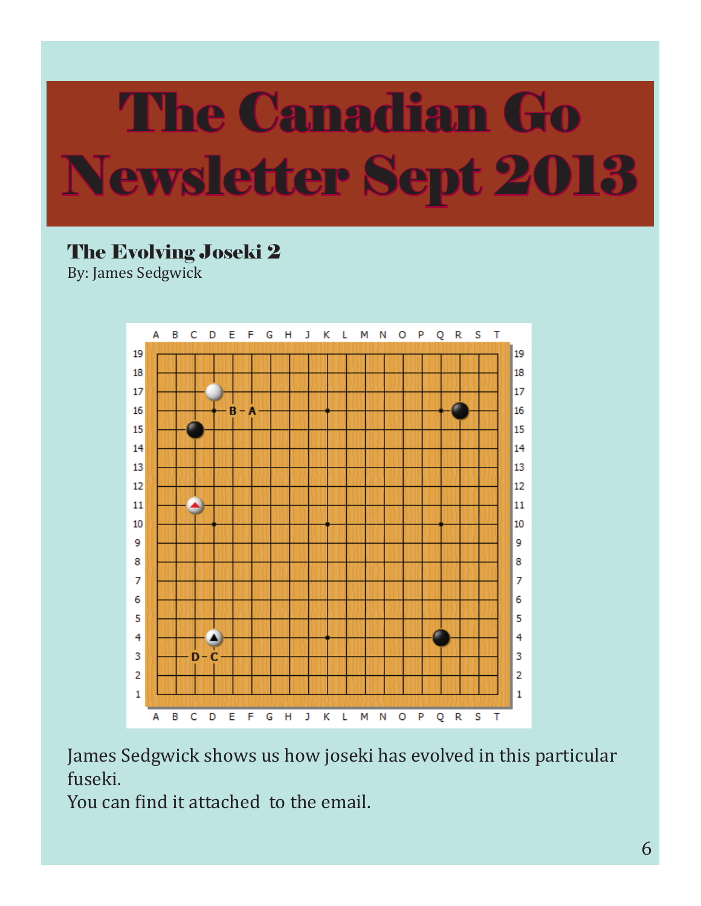# The Canadian Go Newsletter Sept 2013

## The Evolving Joseki 2

By: James Sedgwick

James Sedgwick shows us how joseki has evolved in this particular fuseki.
You can find it attached to the email.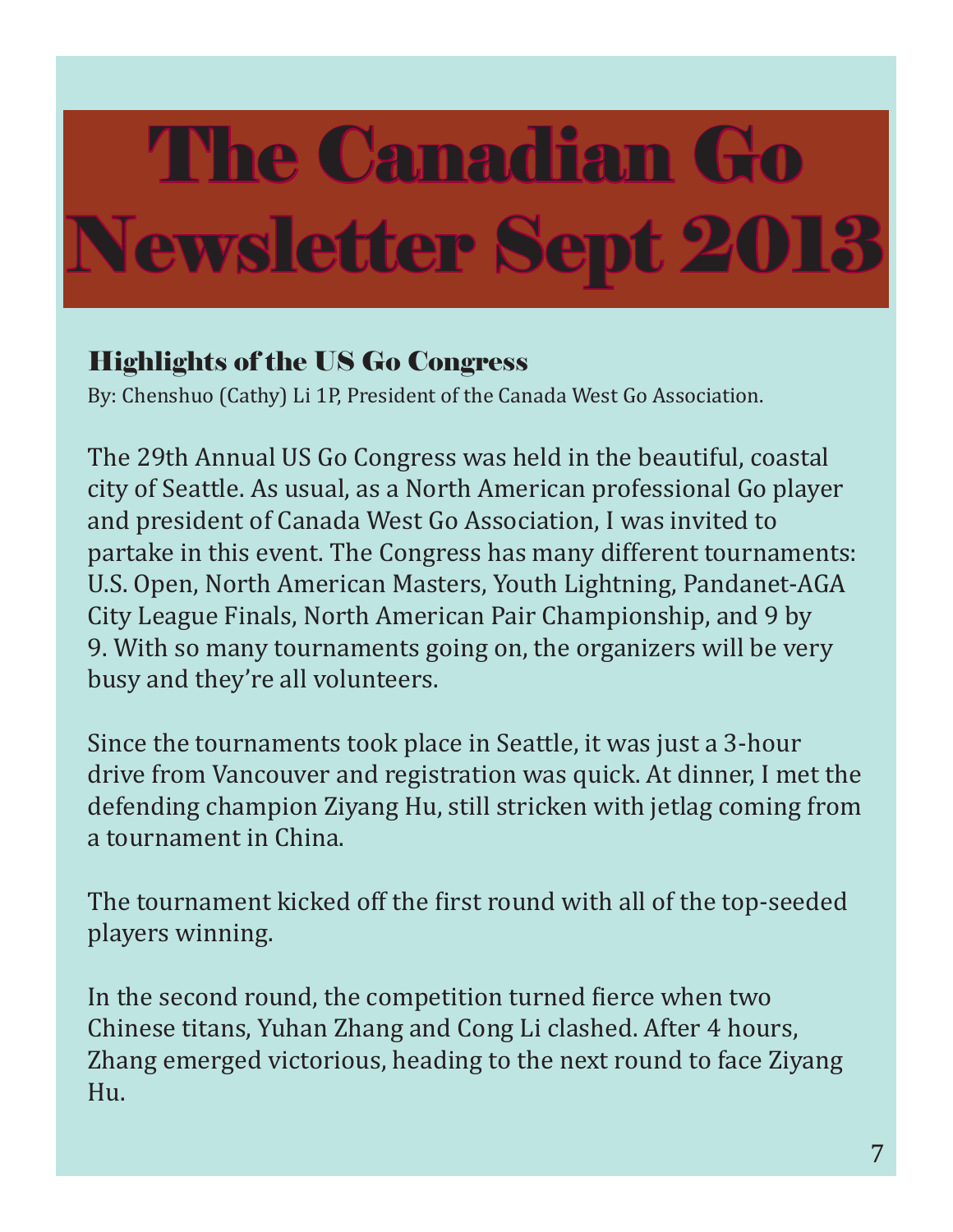# The Canadian Go Newsletter Sept 2013

## Highlights of the US Go Congress

By: Chenshuo (Cathy) Li 1P, President of the Canada West Go Association.

The 29th Annual US Go Congress was held in the beautiful, coastal city of Seattle. As usual, as a North American professional Go player and president of Canada West Go Association, I was invited to partake in this event. The Congress has many different tournaments: U.S. Open, North American Masters, Youth Lightning, Pandanet-AGA City League Finals, North American Pair Championship, and 9 by 9. With so many tournaments going on, the organizers will be very busy and they're all volunteers.

Since the tournaments took place in Seattle, it was just a 3-hour drive from Vancouver and registration was quick. At dinner, I met the defending champion Ziyang Hu, still stricken with jetlag coming from a tournament in China.

The tournament kicked off the first round with all of the top-seeded players winning.

In the second round, the competition turned fierce when two Chinese titans, Yuhan Zhang and Cong Li clashed. After 4 hours, Zhang emerged victorious, heading to the next round to face Ziyang Hu.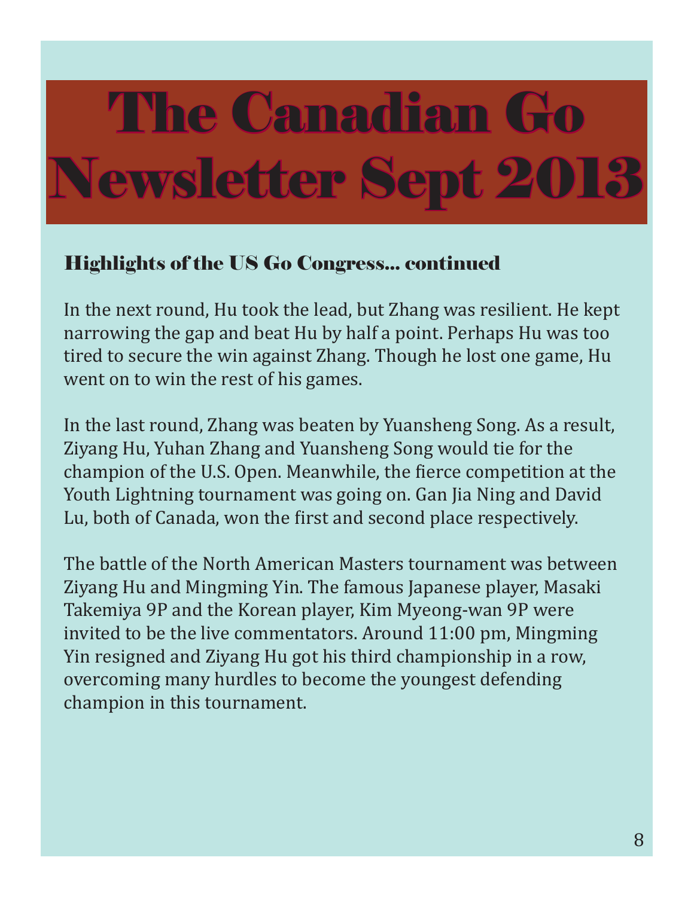# The Canadian Go Newsletter Sept 2013

### Highlights of the US Go Congress... continued

In the next round, Hu took the lead, but Zhang was resilient. He kept narrowing the gap and beat Hu by half a point. Perhaps Hu was too tired to secure the win against Zhang. Though he lost one game, Hu went on to win the rest of his games.

In the last round, Zhang was beaten by Yuansheng Song. As a result, Ziyang Hu, Yuhan Zhang and Yuansheng Song would tie for the champion of the U.S. Open. Meanwhile, the fierce competition at the Youth Lightning tournament was going on. Gan Jia Ning and David Lu, both of Canada, won the first and second place respectively.

The battle of the North American Masters tournament was between Ziyang Hu and Mingming Yin. The famous Japanese player, Masaki Takemiya 9P and the Korean player, Kim Myeong-wan 9P were invited to be the live commentators. Around 11:00 pm, Mingming Yin resigned and Ziyang Hu got his third championship in a row, overcoming many hurdles to become the youngest defending champion in this tournament.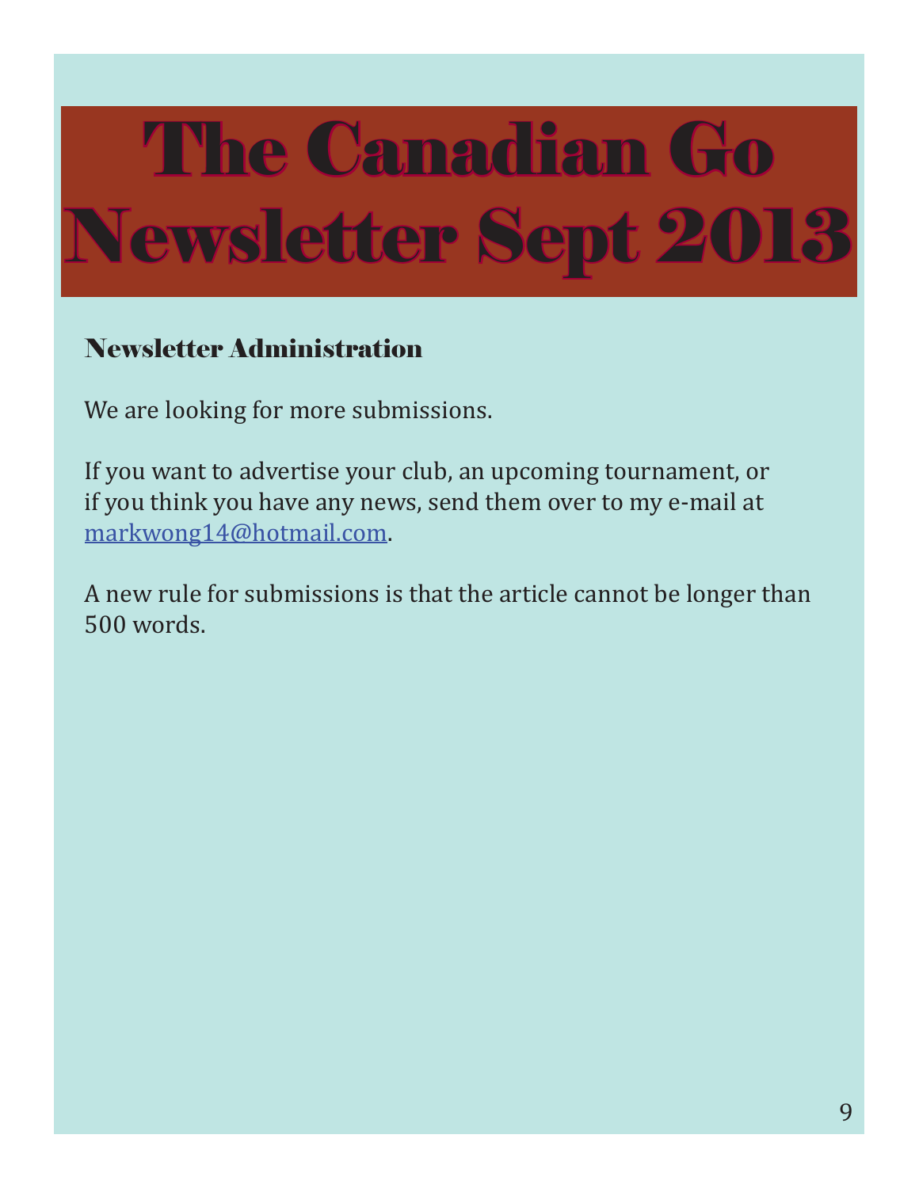# The Canadian Go Newsletter Sept 2013

## Newsletter Administration

We are looking for more submissions.

If you want to advertise your club, an upcoming tournament, or if you think you have any news, send them over to my e-mail at markwong14@hotmail.com.

A new rule for submissions is that the article cannot be longer than 500 words.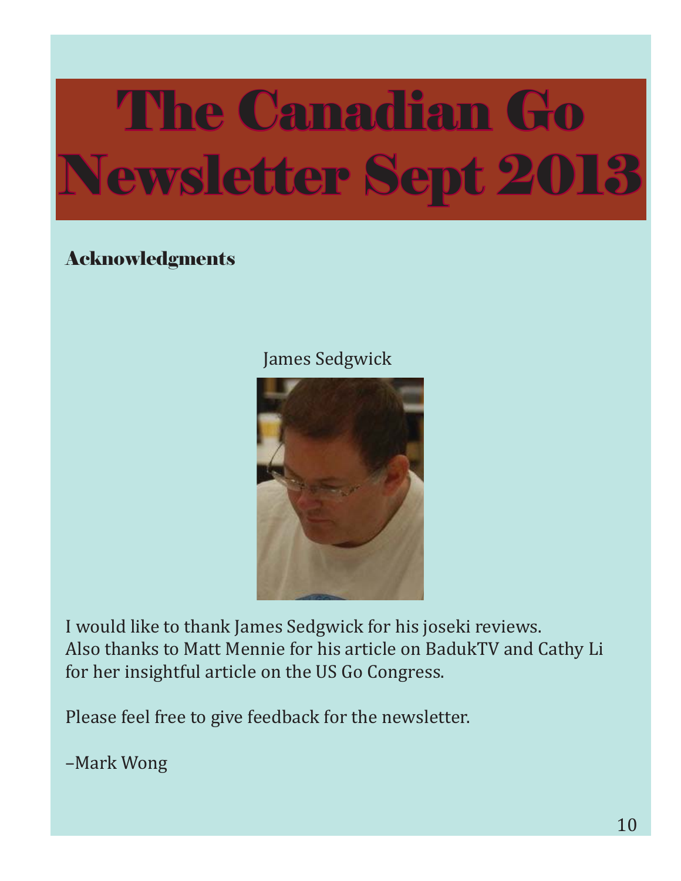# The Canadian Go Newsletter Sept 2013

## Acknowledgments

James Sedgwick

I would like to thank James Sedgwick for his joseki reviews. Also thanks to Matt Mennie for his article on BadukTV and Cathy Li for her insightful article on the US Go Congress.

Please feel free to give feedback for the newsletter.

–Mark Wong